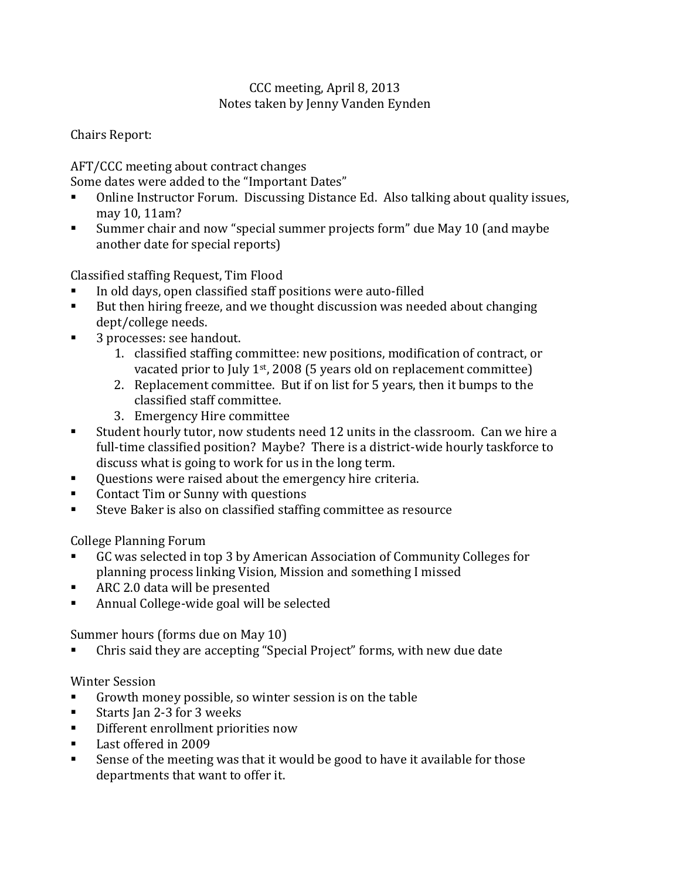CCC meeting, April 8, 2013
Notes taken by Jenny Vanden Eynden

Chairs Report:

AFT/CCC meeting about contract changes
Some dates were added to the "Important Dates"

- Online Instructor Forum. Discussing Distance Ed. Also talking about quality issues, may 10, 11am?
- Summer chair and now "special summer projects form" due May 10 (and maybe another date for special reports)

Classified staffing Request, Tim Flood

- In old days, open classified staff positions were auto-filled
- But then hiring freeze, and we thought discussion was needed about changing dept/college needs.
- 3 processes: see handout.
    1. classified staffing committee: new positions, modification of contract, or vacated prior to July 1st, 2008 (5 years old on replacement committee)
    2. Replacement committee. But if on list for 5 years, then it bumps to the classified staff committee.
    3. Emergency Hire committee
- Student hourly tutor, now students need 12 units in the classroom. Can we hire a full-time classified position? Maybe? There is a district-wide hourly taskforce to discuss what is going to work for us in the long term.
- Questions were raised about the emergency hire criteria.
- Contact Tim or Sunny with questions
- Steve Baker is also on classified staffing committee as resource

College Planning Forum

- GC was selected in top 3 by American Association of Community Colleges for planning process linking Vision, Mission and something I missed
- ARC 2.0 data will be presented
- Annual College-wide goal will be selected

Summer hours (forms due on May 10)

- Chris said they are accepting "Special Project" forms, with new due date

Winter Session

- Growth money possible, so winter session is on the table
- Starts Jan 2-3 for 3 weeks
- Different enrollment priorities now
- Last offered in 2009
- Sense of the meeting was that it would be good to have it available for those departments that want to offer it.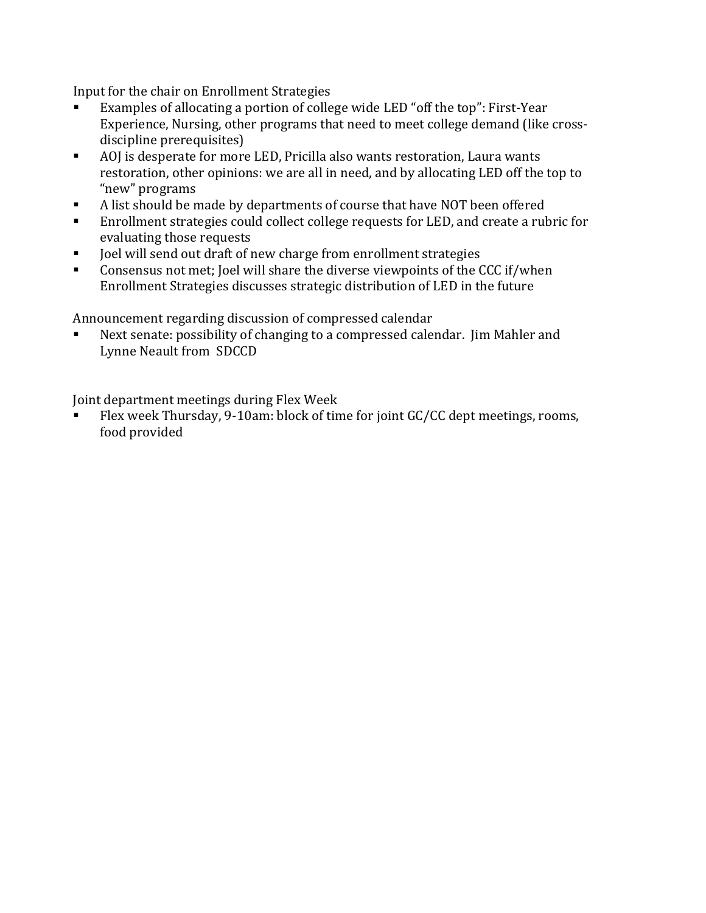Input for the chair on Enrollment Strategies

- Examples of allocating a portion of college wide LED "off the top": First-Year Experience, Nursing, other programs that need to meet college demand (like cross-discipline prerequisites)
- AOJ is desperate for more LED, Pricilla also wants restoration, Laura wants restoration, other opinions: we are all in need, and by allocating LED off the top to "new" programs
- A list should be made by departments of course that have NOT been offered
- Enrollment strategies could collect college requests for LED, and create a rubric for evaluating those requests
- Joel will send out draft of new charge from enrollment strategies
- Consensus not met; Joel will share the diverse viewpoints of the CCC if/when Enrollment Strategies discusses strategic distribution of LED in the future

Announcement regarding discussion of compressed calendar

- Next senate: possibility of changing to a compressed calendar. Jim Mahler and Lynne Neault from SDCCD

Joint department meetings during Flex Week

- Flex week Thursday, 9-10am: block of time for joint GC/CC dept meetings, rooms, food provided